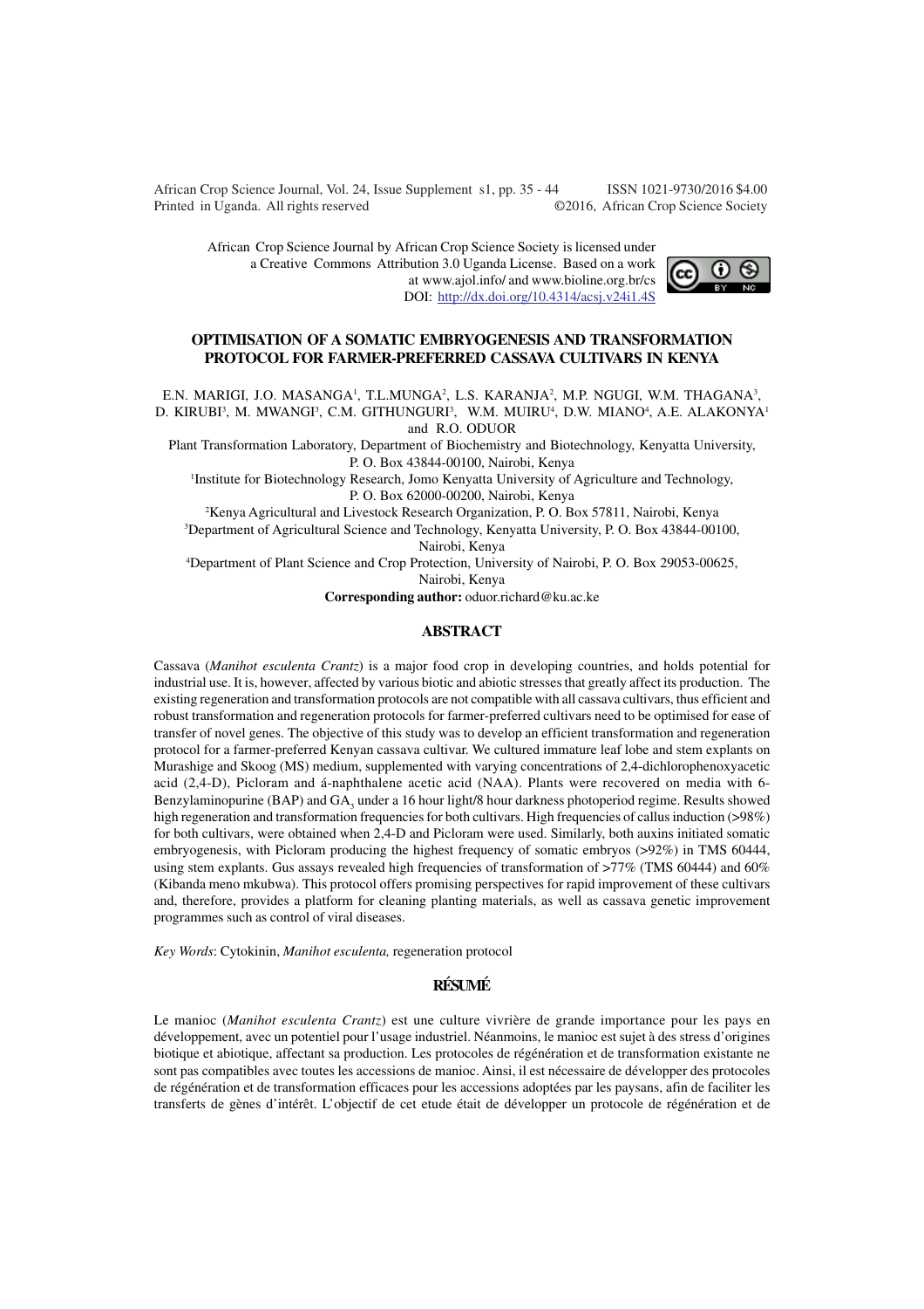African Crop Science Journal by African Crop Science Society is licensed under a Creative Commons Attribution 3.0 Uganda License. Based on a work at www.ajol.info/ and www.bioline.org.br/cs DOI: http://dx.doi.org/10.4314/acsj.v24i1.4S

# OPTIMISATION OF A SOMATIC EMBRYOGENESIS AND TRANSFORMATION PROTOCOL FOR FARMER-PREFERRED CASSAVA CULTIVARS IN KENYA

E.N. MARIGI, J.O. MASANGA[1], T.L.MUNGA[2], L.S. KARANJA[2], M.P. NGUGI, W.M. THAGANA[3], D. KIRUBI[3], M. MWANGI[3], C.M. GITHUNGURI[3], W.M. MUIRU[4], D.W. MIANO[4], A.E. ALAKONYA[1] and R.O. ODUOR

Plant Transformation Laboratory, Department of Biochemistry and Biotechnology, Kenyatta University, P. O. Box 43844-00100, Nairobi, Kenya

[1]Institute for Biotechnology Research, Jomo Kenyatta University of Agriculture and Technology, P. O. Box 62000-00200, Nairobi, Kenya

[2]Kenya Agricultural and Livestock Research Organization, P. O. Box 57811, Nairobi, Kenya

[3]Department of Agricultural Science and Technology, Kenyatta University, P. O. Box 43844-00100, Nairobi, Kenya

[4]Department of Plant Science and Crop Protection, University of Nairobi, P. O. Box 29053-00625, Nairobi, Kenya

**Corresponding author:** oduor.richard@ku.ac.ke

## ABSTRACT

Cassava (*Manihot esculenta Crantz*) is a major food crop in developing countries, and holds potential for industrial use. It is, however, affected by various biotic and abiotic stresses that greatly affect its production. The existing regeneration and transformation protocols are not compatible with all cassava cultivars, thus efficient and robust transformation and regeneration protocols for farmer-preferred cultivars need to be optimised for ease of transfer of novel genes. The objective of this study was to develop an efficient transformation and regeneration protocol for a farmer-preferred Kenyan cassava cultivar. We cultured immature leaf lobe and stem explants on Murashige and Skoog (MS) medium, supplemented with varying concentrations of 2,4-dichlorophenoxyacetic acid (2,4-D), Picloram and á-naphthalene acetic acid (NAA). Plants were recovered on media with 6-Benzylaminopurine (BAP) and $GA_3$ under a 16 hour light/8 hour darkness photoperiod regime. Results showed high regeneration and transformation frequencies for both cultivars. High frequencies of callus induction (>98%) for both cultivars, were obtained when 2,4-D and Picloram were used. Similarly, both auxins initiated somatic embryogenesis, with Picloram producing the highest frequency of somatic embryos (>92%) in TMS 60444, using stem explants. Gus assays revealed high frequencies of transformation of >77% (TMS 60444) and 60% (Kibanda meno mkubwa). This protocol offers promising perspectives for rapid improvement of these cultivars and, therefore, provides a platform for cleaning planting materials, as well as cassava genetic improvement programmes such as control of viral diseases.

*Key Words*: Cytokinin, *Manihot esculenta,* regeneration protocol

## RÉSUMÉ

Le manioc (*Manihot esculenta Crantz*) est une culture vivrière de grande importance pour les pays en développement, avec un potentiel pour l'usage industriel. Néanmoins, le manioc est sujet à des stress d'origines biotique et abiotique, affectant sa production. Les protocoles de régénération et de transformation existante ne sont pas compatibles avec toutes les accessions de manioc. Ainsi, il est nécessaire de développer des protocoles de régénération et de transformation efficaces pour les accessions adoptées par les paysans, afin de faciliter les transferts de gènes d'intérêt. L'objectif de cet etude était de développer un protocole de régénération et de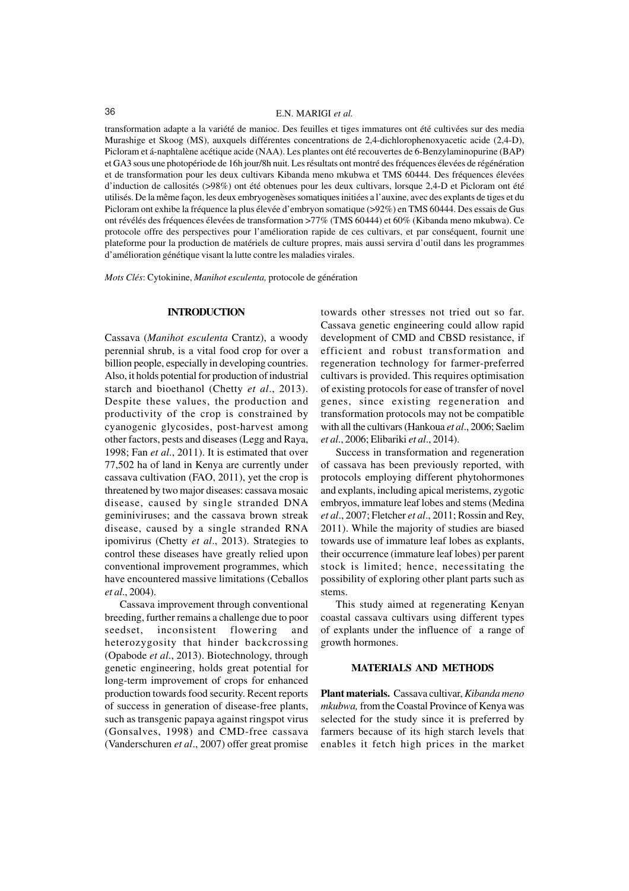transformation adapte a la variété de manioc. Des feuilles et tiges immatures ont été cultivées sur des media Murashige et Skoog (MS), auxquels différentes concentrations de 2,4-dichlorophenoxyacetic acide (2,4-D), Picloram et á-naphtalène acétique acide (NAA). Les plantes ont été recouvertes de 6-Benzylaminopurine (BAP) et GA3 sous une photopériode de 16h jour/8h nuit. Les résultats ont montré des fréquences élevées de régénération et de transformation pour les deux cultivars Kibanda meno mkubwa et TMS 60444. Des fréquences élevées d'induction de callosités (>98%) ont été obtenues pour les deux cultivars, lorsque 2,4-D et Picloram ont été utilisés. De la même façon, les deux embryogenèses somatiques initiées a l'auxine, avec des explants de tiges et du Picloram ont exhibe la fréquence la plus élevée d'embryon somatique (>92%) en TMS 60444. Des essais de Gus ont révélés des fréquences élevées de transformation >77% (TMS 60444) et 60% (Kibanda meno mkubwa). Ce protocole offre des perspectives pour l'amélioration rapide de ces cultivars, et par conséquent, fournit une plateforme pour la production de matériels de culture propres, mais aussi servira d'outil dans les programmes d'amélioration génétique visant la lutte contre les maladies virales.

*Mots Clés*: Cytokinine, *Manihot esculenta,* protocole de génération

## INTRODUCTION

Cassava (*Manihot esculenta* Crantz), a woody perennial shrub, is a vital food crop for over a billion people, especially in developing countries. Also, it holds potential for production of industrial starch and bioethanol (Chetty *et al*., 2013). Despite these values, the production and productivity of the crop is constrained by cyanogenic glycosides, post-harvest among other factors, pests and diseases (Legg and Raya, 1998; Fan *et al*., 2011). It is estimated that over 77,502 ha of land in Kenya are currently under cassava cultivation (FAO, 2011), yet the crop is threatened by two major diseases: cassava mosaic disease, caused by single stranded DNA geminiviruses; and the cassava brown streak disease, caused by a single stranded RNA ipomivirus (Chetty *et al*., 2013). Strategies to control these diseases have greatly relied upon conventional improvement programmes, which have encountered massive limitations (Ceballos *et al*., 2004).

Cassava improvement through conventional breeding, further remains a challenge due to poor seedset, inconsistent flowering and heterozygosity that hinder backcrossing (Opabode *et al*., 2013). Biotechnology, through genetic engineering, holds great potential for long-term improvement of crops for enhanced production towards food security. Recent reports of success in generation of disease-free plants, such as transgenic papaya against ringspot virus (Gonsalves, 1998) and CMD-free cassava (Vanderschuren *et al*., 2007) offer great promise towards other stresses not tried out so far. Cassava genetic engineering could allow rapid development of CMD and CBSD resistance, if efficient and robust transformation and regeneration technology for farmer-preferred cultivars is provided. This requires optimisation of existing protocols for ease of transfer of novel genes, since existing regeneration and transformation protocols may not be compatible with all the cultivars (Hankoua *et al*., 2006; Saelim *et al*., 2006; Elibariki *et al*., 2014).

Success in transformation and regeneration of cassava has been previously reported, with protocols employing different phytohormones and explants, including apical meristems, zygotic embryos, immature leaf lobes and stems (Medina *et al*., 2007; Fletcher *et al*., 2011; Rossin and Rey, 2011). While the majority of studies are biased towards use of immature leaf lobes as explants, their occurrence (immature leaf lobes) per parent stock is limited; hence, necessitating the possibility of exploring other plant parts such as stems.

This study aimed at regenerating Kenyan coastal cassava cultivars using different types of explants under the influence of a range of growth hormones.

## MATERIALS AND METHODS

**Plant materials.** Cassava cultivar, *Kibanda meno mkubwa,* from the Coastal Province of Kenya was selected for the study since it is preferred by farmers because of its high starch levels that enables it fetch high prices in the market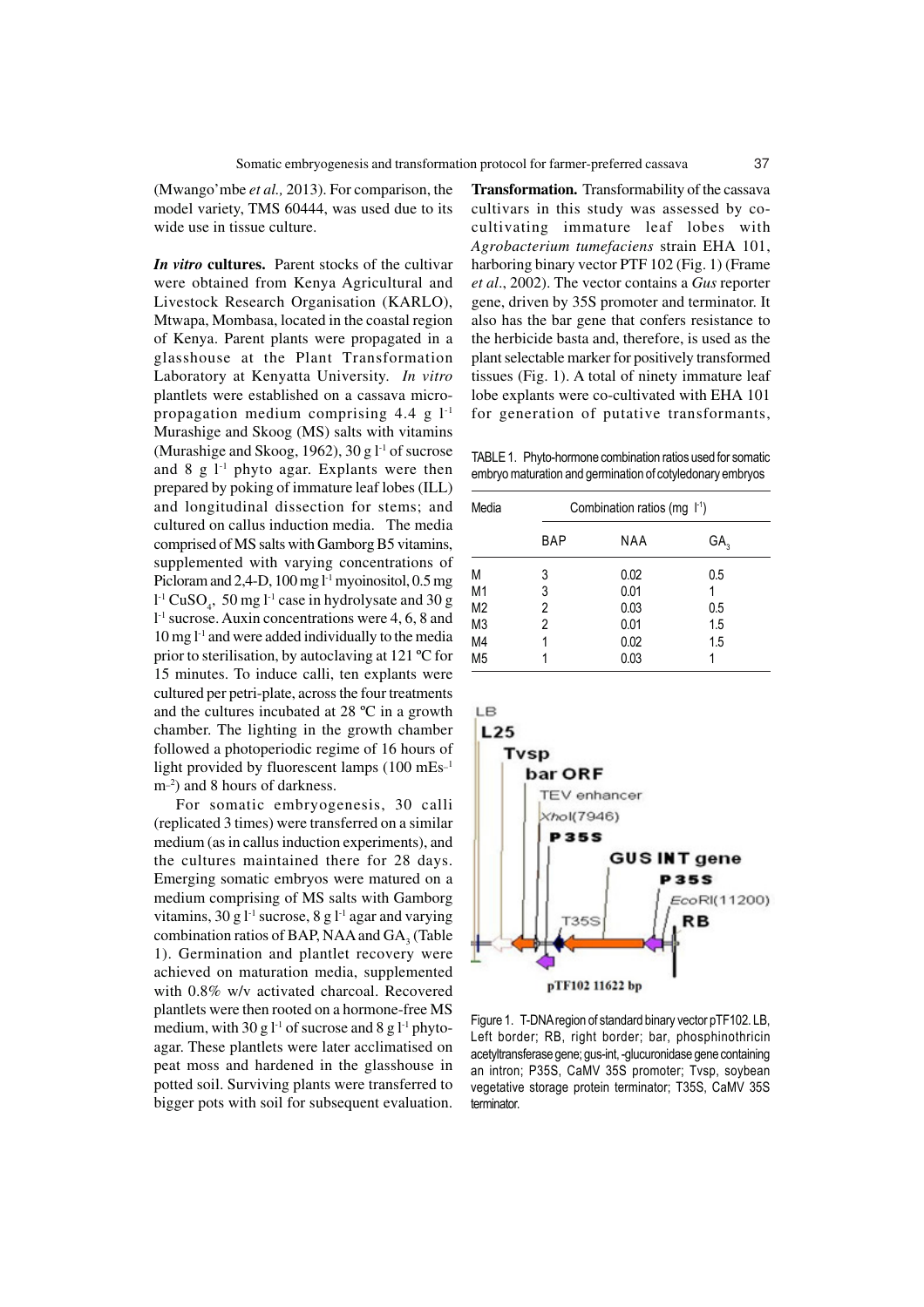(Mwango'mbe *et al.,* 2013). For comparison, the model variety, TMS 60444, was used due to its wide use in tissue culture.

***In vitro* cultures.** Parent stocks of the cultivar were obtained from Kenya Agricultural and Livestock Research Organisation (KARLO), Mtwapa, Mombasa, located in the coastal region of Kenya. Parent plants were propagated in a glasshouse at the Plant Transformation Laboratory at Kenyatta University. *In vitro* plantlets were established on a cassava micro-propagation medium comprising 4.4 g $l^{-1}$ Murashige and Skoog (MS) salts with vitamins (Murashige and Skoog, 1962), 30 g $l^{-1}$ of sucrose and 8 g $l^{-1}$ phyto agar. Explants were then prepared by poking of immature leaf lobes (ILL) and longitudinal dissection for stems; and cultured on callus induction media. The media comprised of MS salts with Gamborg B5 vitamins, supplemented with varying concentrations of Picloram and 2,4-D, 100 mg $l^{-1}$ myoinositol, 0.5 mg $l^{-1}$ $CuSO_4$, 50 mg $l^{-1}$ case in hydrolysate and 30 g $l^{-1}$ sucrose. Auxin concentrations were 4, 6, 8 and 10 mg $l^{-1}$ and were added individually to the media prior to sterilisation, by autoclaving at 121 ºC for 15 minutes. To induce calli, ten explants were cultured per petri-plate, across the four treatments and the cultures incubated at 28 ºC in a growth chamber. The lighting in the growth chamber followed a photoperiodic regime of 16 hours of light provided by fluorescent lamps (100 mEs$^{-1}$ m$^{-2}$) and 8 hours of darkness.

For somatic embryogenesis, 30 calli (replicated 3 times) were transferred on a similar medium (as in callus induction experiments), and the cultures maintained there for 28 days. Emerging somatic embryos were matured on a medium comprising of MS salts with Gamborg vitamins, 30 g $l^{-1}$ sucrose, 8 g $l^{-1}$ agar and varying combination ratios of BAP, NAA and $GA_3$ (Table 1). Germination and plantlet recovery were achieved on maturation media, supplemented with 0.8% w/v activated charcoal. Recovered plantlets were then rooted on a hormone-free MS medium, with 30 g $l^{-1}$ of sucrose and 8 g $l^{-1}$ phyto-agar. These plantlets were later acclimatised on peat moss and hardened in the glasshouse in potted soil. Surviving plants were transferred to bigger pots with soil for subsequent evaluation.

**Transformation.** Transformability of the cassava cultivars in this study was assessed by co-cultivating immature leaf lobes with *Agrobacterium tumefaciens* strain EHA 101, harboring binary vector PTF 102 (Fig. 1) (Frame *et al*., 2002). The vector contains a *Gus* reporter gene, driven by 35S promoter and terminator. It also has the bar gene that confers resistance to the herbicide basta and, therefore, is used as the plant selectable marker for positively transformed tissues (Fig. 1). A total of ninety immature leaf lobe explants were co-cultivated with EHA 101 for generation of putative transformants,

TABLE 1. Phyto-hormone combination ratios used for somatic embryo maturation and germination of cotyledonary embryos

| Media | Combination ratios (mg $l^{-1}$) | | |
|---|---|---|---|
| | BAP | NAA | $GA_3$ |
| M | 3 | 0.02 | 0.5 |
| M1 | 3 | 0.01 | 1 |
| M2 | 2 | 0.03 | 0.5 |
| M3 | 2 | 0.01 | 1.5 |
| M4 | 1 | 0.02 | 1.5 |
| M5 | 1 | 0.03 | 1 |

Figure 1. T-DNA region of standard binary vector pTF102. LB, Left border; RB, right border; bar, phosphinothricin acetyltransferase gene; gus-int, -glucuronidase gene containing an intron; P35S, CaMV 35S promoter; Tvsp, soybean vegetative storage protein terminator; T35S, CaMV 35S terminator.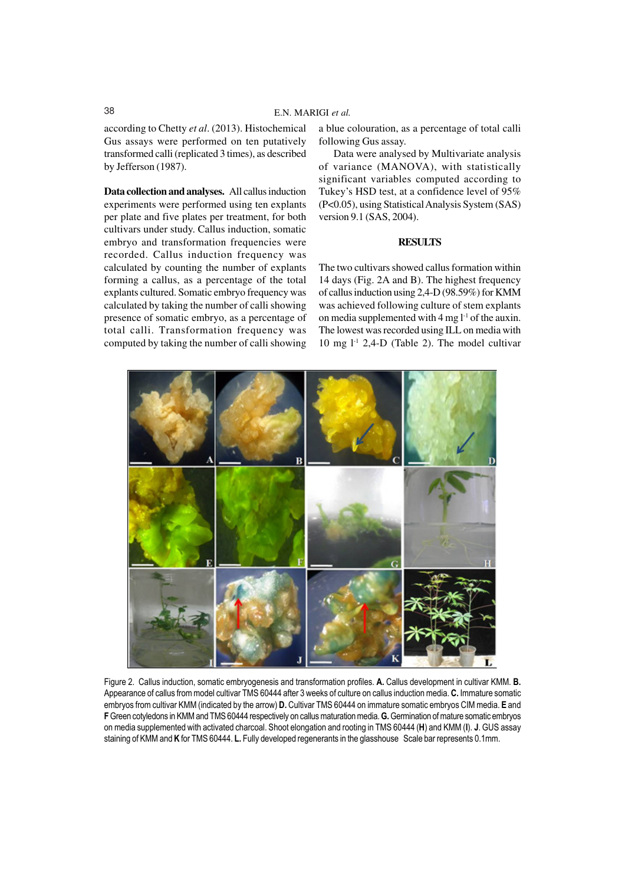according to Chetty *et al*. (2013). Histochemical Gus assays were performed on ten putatively transformed calli (replicated 3 times), as described by Jefferson (1987).

**Data collection and analyses.** All callus induction experiments were performed using ten explants per plate and five plates per treatment, for both cultivars under study. Callus induction, somatic embryo and transformation frequencies were recorded. Callus induction frequency was calculated by counting the number of explants forming a callus, as a percentage of the total explants cultured. Somatic embryo frequency was calculated by taking the number of calli showing presence of somatic embryo, as a percentage of total calli. Transformation frequency was computed by taking the number of calli showing a blue colouration, as a percentage of total calli following Gus assay.

Data were analysed by Multivariate analysis of variance (MANOVA), with statistically significant variables computed according to Tukey's HSD test, at a confidence level of 95% ($P<0.05$), using Statistical Analysis System (SAS) version 9.1 (SAS, 2004).

## RESULTS

The two cultivars showed callus formation within 14 days (Fig. 2A and B). The highest frequency of callus induction using 2,4-D (98.59%) for KMM was achieved following culture of stem explants on media supplemented with 4 mg $l^{-1}$ of the auxin. The lowest was recorded using ILL on media with 10 mg $l^{-1}$ 2,4-D (Table 2). The model cultivar

Figure 2. Callus induction, somatic embryogenesis and transformation profiles. **A.** Callus development in cultivar KMM. **B.** Appearance of callus from model cultivar TMS 60444 after 3 weeks of culture on callus induction media. **C.** Immature somatic embryos from cultivar KMM (indicated by the arrow) **D.** Cultivar TMS 60444 on immature somatic embryos CIM media. **E** and **F** Green cotyledons in KMM and TMS 60444 respectively on callus maturation media. **G.** Germination of mature somatic embryos on media supplemented with activated charcoal. Shoot elongation and rooting in TMS 60444 (**H**) and KMM (**I**). **J**. GUS assay staining of KMM and **K** for TMS 60444. **L.** Fully developed regenerants in the glasshouse Scale bar represents 0.1mm.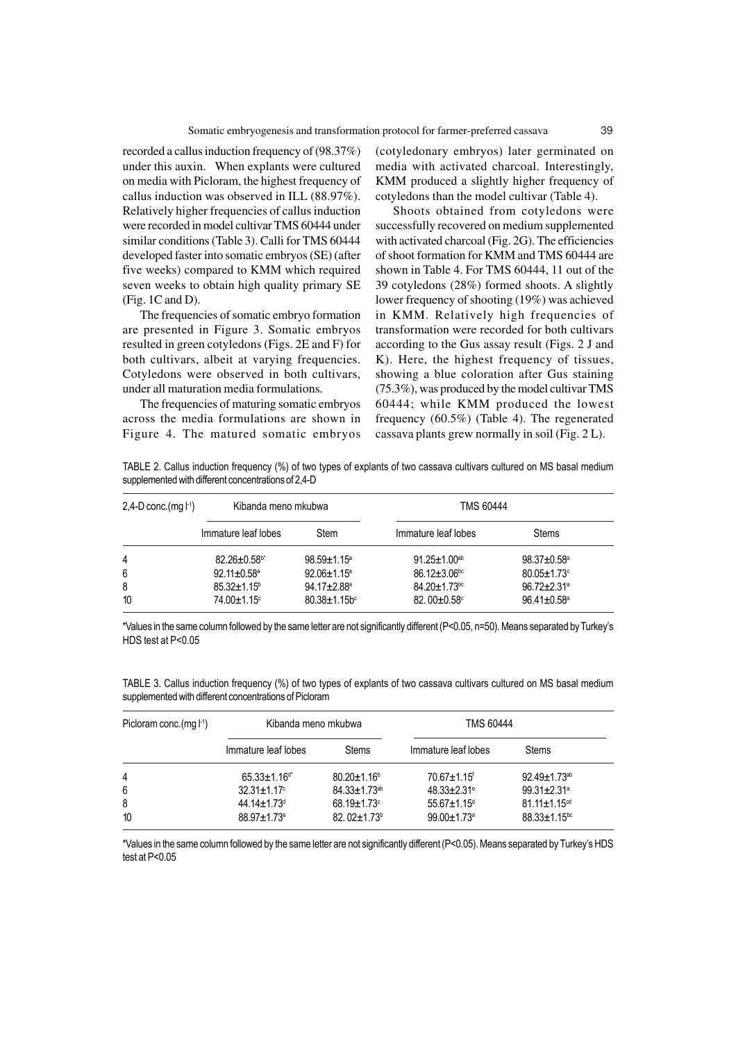recorded a callus induction frequency of (98.37%) under this auxin. When explants were cultured on media with Picloram, the highest frequency of callus induction was observed in ILL (88.97%). Relatively higher frequencies of callus induction were recorded in model cultivar TMS 60444 under similar conditions (Table 3). Calli for TMS 60444 developed faster into somatic embryos (SE) (after five weeks) compared to KMM which required seven weeks to obtain high quality primary SE (Fig. 1C and D).

The frequencies of somatic embryo formation are presented in Figure 3. Somatic embryos resulted in green cotyledons (Figs. 2E and F) for both cultivars, albeit at varying frequencies. Cotyledons were observed in both cultivars, under all maturation media formulations.

The frequencies of maturing somatic embryos across the media formulations are shown in Figure 4. The matured somatic embryos (cotyledonary embryos) later germinated on media with activated charcoal. Interestingly, KMM produced a slightly higher frequency of cotyledons than the model cultivar (Table 4).

Shoots obtained from cotyledons were successfully recovered on medium supplemented with activated charcoal (Fig. 2G). The efficiencies of shoot formation for KMM and TMS 60444 are shown in Table 4. For TMS 60444, 11 out of the 39 cotyledons (28%) formed shoots. A slightly lower frequency of shooting (19%) was achieved in KMM. Relatively high frequencies of transformation were recorded for both cultivars according to the Gus assay result (Figs. 2 J and K). Here, the highest frequency of tissues, showing a blue coloration after Gus staining (75.3%), was produced by the model cultivar TMS 60444; while KMM produced the lowest frequency (60.5%) (Table 4). The regenerated cassava plants grew normally in soil (Fig. 2 L).

TABLE 2. Callus induction frequency (%) of two types of explants of two cassava cultivars cultured on MS basal medium supplemented with different concentrations of 2,4-D

| 2,4-D conc.(mg $l^{-1}$) | Kibanda meno mkubwa | | TMS 60444 | |
|---|---|---|---|---|
| | Immature leaf lobes | Stem | Immature leaf lobes | Stems |
| 4 | 82.26±0.58$^{b*}$ | 98.59±1.15$^{a}$ | 91.25±1.00$^{ab}$ | 98.37±0.58$^{a}$ |
| 6 | 92.11±0.58$^{a}$ | 92.06±1.15$^{a}$ | 86.12±3.06$^{bc}$ | 80.05±1.73$^{c}$ |
| 8 | 85.32±1.15$^{b}$ | 94.17±2.88$^{a}$ | 84.20±1.73$^{bc}$ | 96.72±2.31$^{a}$ |
| 10 | 74.00±1.15$^{c}$ | 80.38±1.15b$^{c}$ | 82. 00±0.58$^{c}$ | 96.41±0.58$^{a}$ |

*Values in the same column followed by the same letter are not significantly different (P<0.05, n=50). Means separated by Turkey's HDS test at P<0.05

TABLE 3. Callus induction frequency (%) of two types of explants of two cassava cultivars cultured on MS basal medium supplemented with different concentrations of Picloram

| Picloram conc.(mg $l^{-1}$) | Kibanda meno mkubwa | | TMS 60444 | |
|---|---|---|---|---|
| | Immature leaf lobes | Stems | Immature leaf lobes | Stems |
| 4 | 65.33±1.16$^{d*}$ | 80.20±1.16$^{b}$ | 70.67±1.15$^{f}$ | 92.49±1.73$^{ab}$ |
| 6 | 32.31±1.17$^{c}$ | 84.33±1.73$^{ab}$ | 48.33±2.31$^{e}$ | 99.31±2.31$^{a}$ |
| 8 | 44.14±1.73$^{d}$ | 68.19±1.73$^{c}$ | 55.67±1.15$^{d}$ | 81.11±1.15$^{cd}$ |
| 10 | 88.97±1.73$^{a}$ | 82. 02±1.73$^{b}$ | 99.00±1.73$^{a}$ | 88.33±1.15$^{bc}$ |

*Values in the same column followed by the same letter are not significantly different (P<0.05). Means separated by Turkey's HDS test at P<0.05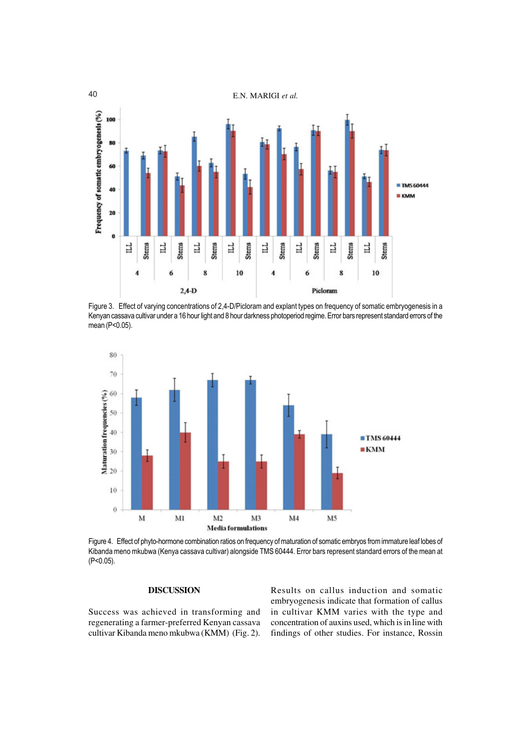Figure 3. Effect of varying concentrations of 2,4-D/Picloram and explant types on frequency of somatic embryogenesis in a Kenyan cassava cultivar under a 16 hour light and 8 hour darkness photoperiod regime. Error bars represent standard errors of the mean (P<0.05).

Figure 4. Effect of phyto-hormone combination ratios on frequency of maturation of somatic embryos from immature leaf lobes of Kibanda meno mkubwa (Kenya cassava cultivar) alongside TMS 60444. Error bars represent standard errors of the mean at (P<0.05).

## DISCUSSION

Success was achieved in transforming and regenerating a farmer-preferred Kenyan cassava cultivar Kibanda meno mkubwa (KMM) (Fig. 2).

Results on callus induction and somatic embryogenesis indicate that formation of callus in cultivar KMM varies with the type and concentration of auxins used, which is in line with findings of other studies. For instance, Rossin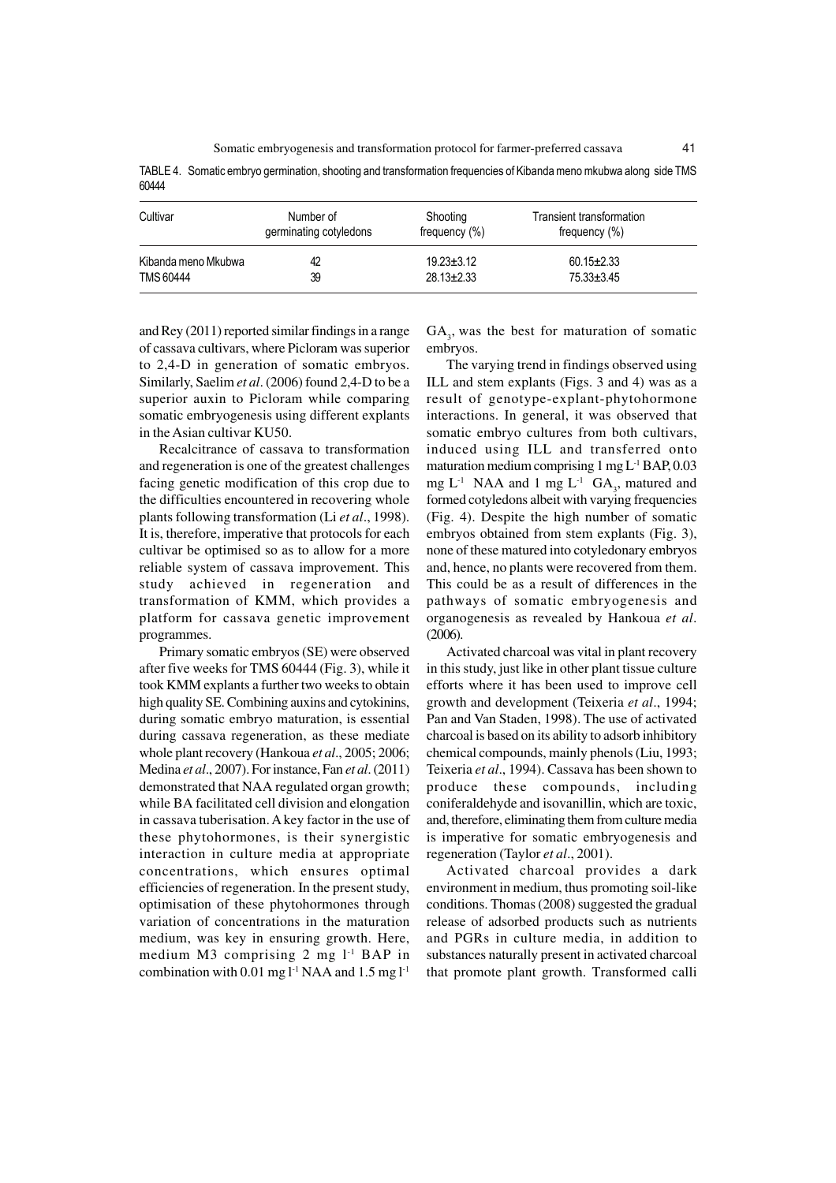TABLE 4. Somatic embryo germination, shooting and transformation frequencies of Kibanda meno mkubwa along side TMS 60444

| Cultivar | Number of germinating cotyledons | Shooting frequency (%) | Transient transformation frequency (%) |
|---|---|---|---|
| Kibanda meno Mkubwa | 42 | 19.23±3.12 | 60.15±2.33 |
| TMS 60444 | 39 | 28.13±2.33 | 75.33±3.45 |

and Rey (2011) reported similar findings in a range of cassava cultivars, where Picloram was superior to 2,4-D in generation of somatic embryos. Similarly, Saelim *et al*. (2006) found 2,4-D to be a superior auxin to Picloram while comparing somatic embryogenesis using different explants in the Asian cultivar KU50.

Recalcitrance of cassava to transformation and regeneration is one of the greatest challenges facing genetic modification of this crop due to the difficulties encountered in recovering whole plants following transformation (Li *et al*., 1998). It is, therefore, imperative that protocols for each cultivar be optimised so as to allow for a more reliable system of cassava improvement. This study achieved in regeneration and transformation of KMM, which provides a platform for cassava genetic improvement programmes.

Primary somatic embryos (SE) were observed after five weeks for TMS 60444 (Fig. 3), while it took KMM explants a further two weeks to obtain high quality SE. Combining auxins and cytokinins, during somatic embryo maturation, is essential during cassava regeneration, as these mediate whole plant recovery (Hankoua *et al*., 2005; 2006; Medina *et al*., 2007). For instance, Fan *et al*. (2011) demonstrated that NAA regulated organ growth; while BA facilitated cell division and elongation in cassava tuberisation. A key factor in the use of these phytohormones, is their synergistic interaction in culture media at appropriate concentrations, which ensures optimal efficiencies of regeneration. In the present study, optimisation of these phytohormones through variation of concentrations in the maturation medium, was key in ensuring growth. Here, medium M3 comprising 2 mg $l^{-1}$ BAP in combination with 0.01 mg $l^{-1}$ NAA and 1.5 mg $l^{-1}$ $GA_3$, was the best for maturation of somatic embryos.

The varying trend in findings observed using ILL and stem explants (Figs. 3 and 4) was as a result of genotype-explant-phytohormone interactions. In general, it was observed that somatic embryo cultures from both cultivars, induced using ILL and transferred onto maturation medium comprising 1 mg $L^{-1}$ BAP, 0.03 mg $L^{-1}$ NAA and 1 mg $L^{-1}$ $GA_3$, matured and formed cotyledons albeit with varying frequencies (Fig. 4). Despite the high number of somatic embryos obtained from stem explants (Fig. 3), none of these matured into cotyledonary embryos and, hence, no plants were recovered from them. This could be as a result of differences in the pathways of somatic embryogenesis and organogenesis as revealed by Hankoua *et al*. (2006).

Activated charcoal was vital in plant recovery in this study, just like in other plant tissue culture efforts where it has been used to improve cell growth and development (Teixeria *et al*., 1994; Pan and Van Staden, 1998). The use of activated charcoal is based on its ability to adsorb inhibitory chemical compounds, mainly phenols (Liu, 1993; Teixeria *et al*., 1994). Cassava has been shown to produce these compounds, including coniferaldehyde and isovanillin, which are toxic, and, therefore, eliminating them from culture media is imperative for somatic embryogenesis and regeneration (Taylor *et al*., 2001).

Activated charcoal provides a dark environment in medium, thus promoting soil-like conditions. Thomas (2008) suggested the gradual release of adsorbed products such as nutrients and PGRs in culture media, in addition to substances naturally present in activated charcoal that promote plant growth. Transformed calli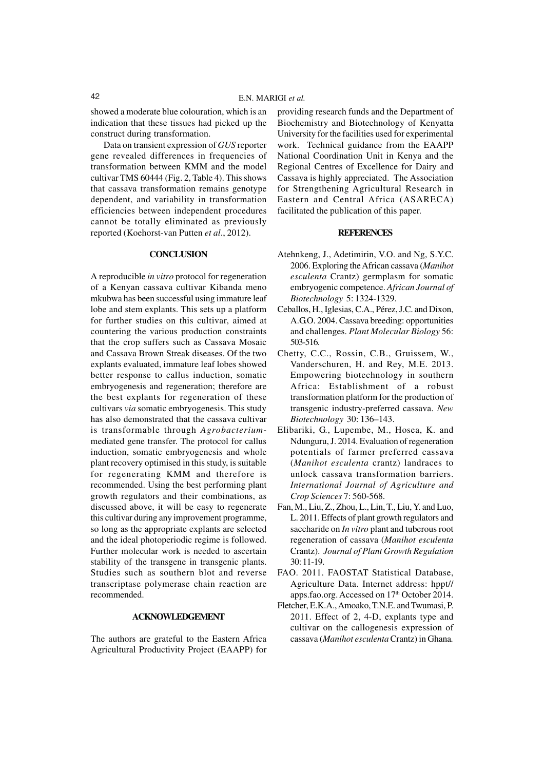showed a moderate blue colouration, which is an indication that these tissues had picked up the construct during transformation.

Data on transient expression of *GUS* reporter gene revealed differences in frequencies of transformation between KMM and the model cultivar TMS 60444 (Fig. 2, Table 4). This shows that cassava transformation remains genotype dependent, and variability in transformation efficiencies between independent procedures cannot be totally eliminated as previously reported (Koehorst-van Putten *et al*., 2012).

## CONCLUSION

A reproducible *in vitro* protocol for regeneration of a Kenyan cassava cultivar Kibanda meno mkubwa has been successful using immature leaf lobe and stem explants. This sets up a platform for further studies on this cultivar, aimed at countering the various production constraints that the crop suffers such as Cassava Mosaic and Cassava Brown Streak diseases. Of the two explants evaluated, immature leaf lobes showed better response to callus induction, somatic embryogenesis and regeneration; therefore are the best explants for regeneration of these cultivars *via* somatic embryogenesis. This study has also demonstrated that the cassava cultivar is transformable through *Agrobacterium*-mediated gene transfer. The protocol for callus induction, somatic embryogenesis and whole plant recovery optimised in this study, is suitable for regenerating KMM and therefore is recommended. Using the best performing plant growth regulators and their combinations, as discussed above, it will be easy to regenerate this cultivar during any improvement programme, so long as the appropriate explants are selected and the ideal photoperiodic regime is followed. Further molecular work is needed to ascertain stability of the transgene in transgenic plants. Studies such as southern blot and reverse transcriptase polymerase chain reaction are recommended.

## ACKNOWLEDGEMENT

The authors are grateful to the Eastern Africa Agricultural Productivity Project (EAAPP) for providing research funds and the Department of Biochemistry and Biotechnology of Kenyatta University for the facilities used for experimental work. Technical guidance from the EAAPP National Coordination Unit in Kenya and the Regional Centres of Excellence for Dairy and Cassava is highly appreciated. The Association for Strengthening Agricultural Research in Eastern and Central Africa (ASARECA) facilitated the publication of this paper.

## REFERENCES

Atehnkeng, J., Adetimirin, V.O. and Ng, S.Y.C. 2006. Exploring the African cassava (*Manihot esculenta* Crantz) germplasm for somatic embryogenic competence. *African Journal of Biotechnology* 5: 1324-1329.

Ceballos, H., Iglesias, C.A., Pérez, J.C. and Dixon, A.G.O. 2004. Cassava breeding: opportunities and challenges. *Plant Molecular Biology* 56: 503-516.

Chetty, C.C., Rossin, C.B., Gruissem, W., Vanderschuren, H. and Rey, M.E. 2013. Empowering biotechnology in southern Africa: Establishment of a robust transformation platform for the production of transgenic industry-preferred cassava. *New Biotechnology* 30: 136–143.

Elibariki, G., Lupembe, M., Hosea, K. and Ndunguru, J. 2014. Evaluation of regeneration potentials of farmer preferred cassava (*Manihot esculenta* crantz) landraces to unlock cassava transformation barriers. *International Journal of Agriculture and Crop Sciences* 7: 560-568.

Fan, M., Liu, Z., Zhou, L., Lin, T., Liu, Y. and Luo, L. 2011. Effects of plant growth regulators and saccharide on *In vitro* plant and tuberous root regeneration of cassava (*Manihot esculenta* Crantz). *Journal of Plant Growth Regulation* 30: 11-19.

FAO. 2011. FAOSTAT Statistical Database, Agriculture Data. Internet address: hppt// apps.fao.org. Accessed on 17th October 2014.

Fletcher, E.K.A., Amoako, T.N.E. and Twumasi, P. 2011. Effect of 2, 4-D, explants type and cultivar on the callogenesis expression of cassava (*Manihot esculenta* Crantz) in Ghana.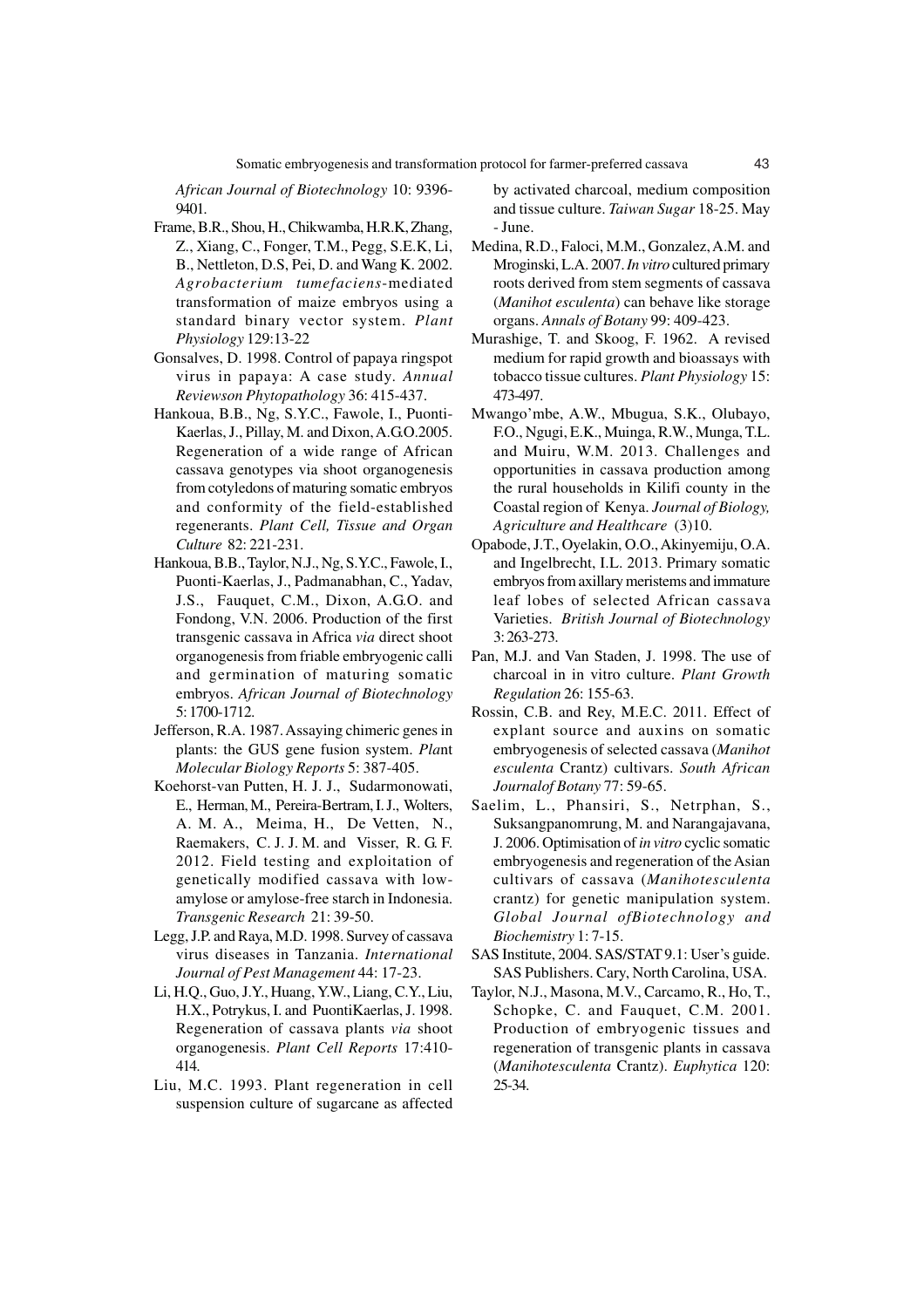*African Journal of Biotechnology* 10: 9396-9401.

Frame, B.R., Shou, H., Chikwamba, H.R.K, Zhang, Z., Xiang, C., Fonger, T.M., Pegg, S.E.K, Li, B., Nettleton, D.S, Pei, D. and Wang K. 2002. *Agrobacterium tumefaciens*-mediated transformation of maize embryos using a standard binary vector system. *Plant Physiology* 129:13-22

Gonsalves, D. 1998. Control of papaya ringspot virus in papaya: A case study. *Annual Reviewson Phytopathology* 36: 415-437.

Hankoua, B.B., Ng, S.Y.C., Fawole, I., Puonti-Kaerlas, J., Pillay, M. and Dixon, A.G.O.2005. Regeneration of a wide range of African cassava genotypes via shoot organogenesis from cotyledons of maturing somatic embryos and conformity of the field-established regenerants. *Plant Cell, Tissue and Organ Culture* 82: 221-231.

Hankoua, B.B., Taylor, N.J., Ng, S.Y.C., Fawole, I., Puonti-Kaerlas, J., Padmanabhan, C., Yadav, J.S., Fauquet, C.M., Dixon, A.G.O. and Fondong, V.N. 2006. Production of the first transgenic cassava in Africa *via* direct shoot organogenesis from friable embryogenic calli and germination of maturing somatic embryos. *African Journal of Biotechnology* 5: 1700-1712.

Jefferson, R.A. 1987. Assaying chimeric genes in plants: the GUS gene fusion system. *Plant Molecular Biology Reports* 5: 387-405.

Koehorst-van Putten, H. J. J., Sudarmonowati, E., Herman, M., Pereira-Bertram, I. J., Wolters, A. M. A., Meima, H., De Vetten, N., Raemakers, C. J. J. M. and Visser, R. G. F. 2012. Field testing and exploitation of genetically modified cassava with low-amylose or amylose-free starch in Indonesia. *Transgenic Research* 21: 39-50.

Legg, J.P. and Raya, M.D. 1998. Survey of cassava virus diseases in Tanzania. *International Journal of Pest Management* 44: 17-23.

Li, H.Q., Guo, J.Y., Huang, Y.W., Liang, C.Y., Liu, H.X., Potrykus, I. and PuontiKaerlas, J. 1998. Regeneration of cassava plants *via* shoot organogenesis. *Plant Cell Reports* 17:410-414.

Liu, M.C. 1993. Plant regeneration in cell suspension culture of sugarcane as affected by activated charcoal, medium composition and tissue culture. *Taiwan Sugar* 18-25. May - June.

Medina, R.D., Faloci, M.M., Gonzalez, A.M. and Mroginski, L.A. 2007. *In vitro* cultured primary roots derived from stem segments of cassava (*Manihot esculenta*) can behave like storage organs. *Annals of Botany* 99: 409-423.

Murashige, T. and Skoog, F. 1962. A revised medium for rapid growth and bioassays with tobacco tissue cultures. *Plant Physiology* 15: 473-497.

Mwango'mbe, A.W., Mbugua, S.K., Olubayo, F.O., Ngugi, E.K., Muinga, R.W., Munga, T.L. and Muiru, W.M. 2013. Challenges and opportunities in cassava production among the rural households in Kilifi county in the Coastal region of Kenya. *Journal of Biology, Agriculture and Healthcare* (3)10.

Opabode, J.T., Oyelakin, O.O., Akinyemiju, O.A. and Ingelbrecht, I.L. 2013. Primary somatic embryos from axillary meristems and immature leaf lobes of selected African cassava Varieties. *British Journal of Biotechnology* 3: 263-273.

Pan, M.J. and Van Staden, J. 1998. The use of charcoal in in vitro culture. *Plant Growth Regulation* 26: 155-63.

Rossin, C.B. and Rey, M.E.C. 2011. Effect of explant source and auxins on somatic embryogenesis of selected cassava (*Manihot esculenta* Crantz) cultivars. *South African Journalof Botany* 77: 59-65.

Saelim, L., Phansiri, S., Netrphan, S., Suksangpanomrung, M. and Narangajavana, J. 2006. Optimisation of *in vitro* cyclic somatic embryogenesis and regeneration of the Asian cultivars of cassava (*Manihotesculenta* crantz) for genetic manipulation system. *Global Journal ofBiotechnology and Biochemistry* 1: 7-15.

SAS Institute, 2004. SAS/STAT 9.1: User's guide. SAS Publishers. Cary, North Carolina, USA.

Taylor, N.J., Masona, M.V., Carcamo, R., Ho, T., Schopke, C. and Fauquet, C.M. 2001. Production of embryogenic tissues and regeneration of transgenic plants in cassava (*Manihotesculenta* Crantz). *Euphytica* 120: 25-34.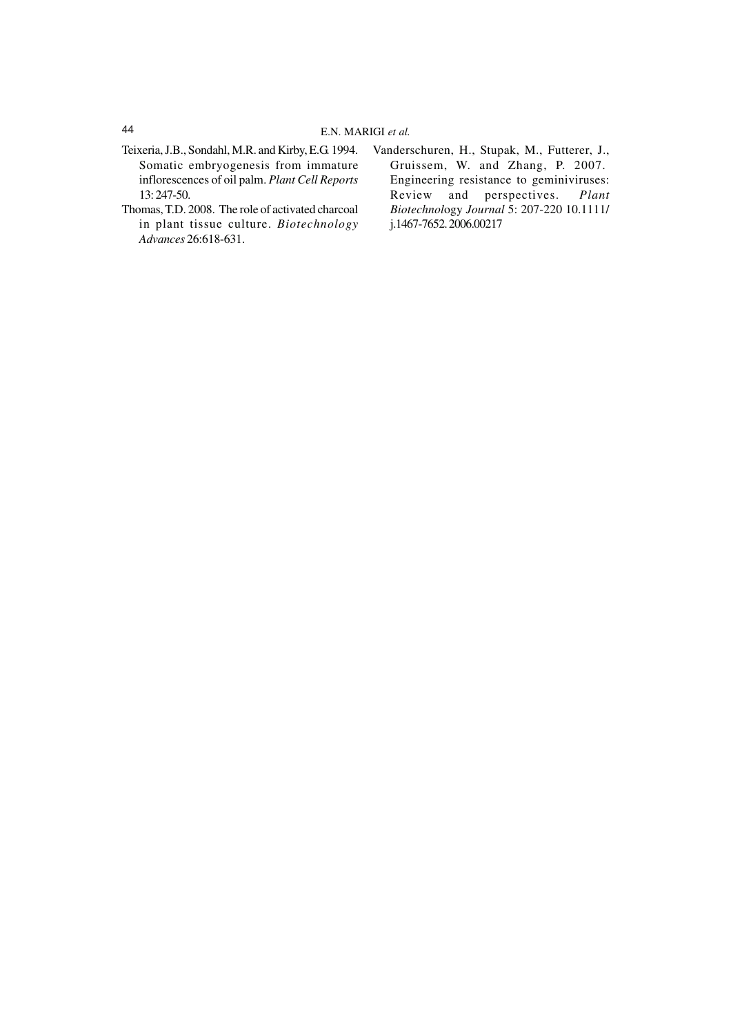Teixeria, J.B., Sondahl, M.R. and Kirby, E.G. 1994. Somatic embryogenesis from immature inflorescences of oil palm. *Plant Cell Reports* 13: 247-50.

Thomas, T.D. 2008. The role of activated charcoal in plant tissue culture. *Biotechnology Advances* 26:618-631.

Vanderschuren, H., Stupak, M., Futterer, J., Gruissem, W. and Zhang, P. 2007. Engineering resistance to geminiviruses: Review and perspectives. *Plant Biotechnol*ogy *Journal* 5: 207-220 10.1111/ j.1467-7652. 2006.00217